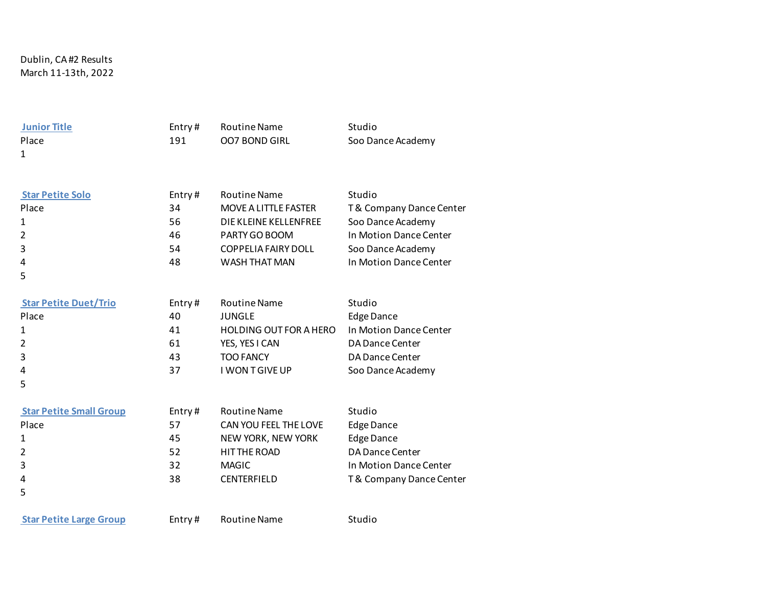Dublin, CA #2 Results
March 11-13th, 2022

**Junior Title**

| Place | Entry # | Routine Name | Studio |
|---|---|---|---|
| 1 | 191 | OO7 BOND GIRL | Soo Dance Academy |

**Star Petite Solo**

| Place | Entry # | Routine Name | Studio |
|---|---|---|---|
| 1 | 34 | MOVE A LITTLE FASTER | T & Company Dance Center |
| 2 | 56 | DIE KLEINE KELLENFREE | Soo Dance Academy |
| 3 | 46 | PARTY GO BOOM | In Motion Dance Center |
| 4 | 54 | COPPELIA FAIRY DOLL | Soo Dance Academy |
| 5 | 48 | WASH THAT MAN | In Motion Dance Center |

**Star Petite Duet/Trio**

| Place | Entry # | Routine Name | Studio |
|---|---|---|---|
| 1 | 40 | JUNGLE | Edge Dance |
| 2 | 41 | HOLDING OUT FOR A HERO | In Motion Dance Center |
| 3 | 61 | YES, YES I CAN | DA Dance Center |
| 4 | 43 | TOO FANCY | DA Dance Center |
| 5 | 37 | I WON T GIVE UP | Soo Dance Academy |

**Star Petite Small Group**

| Place | Entry # | Routine Name | Studio |
|---|---|---|---|
| 1 | 57 | CAN YOU FEEL THE LOVE | Edge Dance |
| 2 | 45 | NEW YORK, NEW YORK | Edge Dance |
| 3 | 52 | HIT THE ROAD | DA Dance Center |
| 4 | 32 | MAGIC | In Motion Dance Center |
| 5 | 38 | CENTERFIELD | T & Company Dance Center |

**Star Petite Large Group**

| Place | Entry # | Routine Name | Studio |
|---|---|---|---|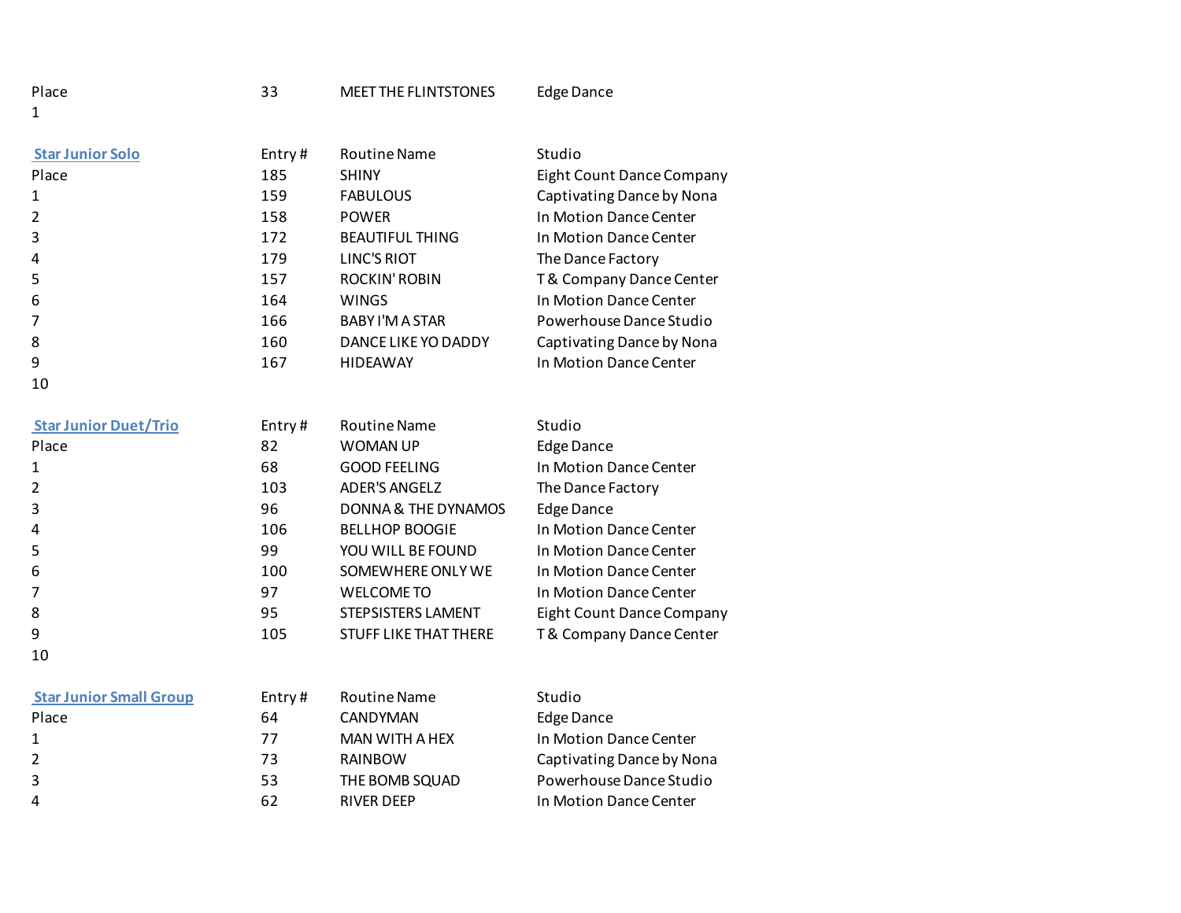| Place | 33 | MEET THE FLINTSTONES | Edge Dance |
|---|---|---|---|
| 1 | | | |

### Star Junior Solo

| Place | Entry # | Routine Name | Studio |
|---|---|---|---|
| 1 | 185 | SHINY | Eight Count Dance Company |
| 2 | 159 | FABULOUS | Captivating Dance by Nona |
| 3 | 158 | POWER | In Motion Dance Center |
| 4 | 172 | BEAUTIFUL THING | In Motion Dance Center |
| 5 | 179 | LINC'S RIOT | The Dance Factory |
| 6 | 157 | ROCKIN' ROBIN | T & Company Dance Center |
| 7 | 164 | WINGS | In Motion Dance Center |
| 8 | 166 | BABY I'M A STAR | Powerhouse Dance Studio |
| 9 | 160 | DANCE LIKE YO DADDY | Captivating Dance by Nona |
| 10 | 167 | HIDEAWAY | In Motion Dance Center |

### Star Junior Duet/Trio

| Place | Entry # | Routine Name | Studio |
|---|---|---|---|
| 1 | 82 | WOMAN UP | Edge Dance |
| 2 | 68 | GOOD FEELING | In Motion Dance Center |
| 3 | 103 | ADER'S ANGELZ | The Dance Factory |
| 4 | 96 | DONNA & THE DYNAMOS | Edge Dance |
| 5 | 106 | BELLHOP BOOGIE | In Motion Dance Center |
| 6 | 99 | YOU WILL BE FOUND | In Motion Dance Center |
| 7 | 100 | SOMEWHERE ONLY WE | In Motion Dance Center |
| 8 | 97 | WELCOME TO | In Motion Dance Center |
| 9 | 95 | STEPSISTERS LAMENT | Eight Count Dance Company |
| 10 | 105 | STUFF LIKE THAT THERE | T & Company Dance Center |

### Star Junior Small Group

| Place | Entry # | Routine Name | Studio |
|---|---|---|---|
| 1 | 64 | CANDYMAN | Edge Dance |
| 2 | 77 | MAN WITH A HEX | In Motion Dance Center |
| 3 | 73 | RAINBOW | Captivating Dance by Nona |
| 4 | 53 | THE BOMB SQUAD | Powerhouse Dance Studio |
| | 62 | RIVER DEEP | In Motion Dance Center |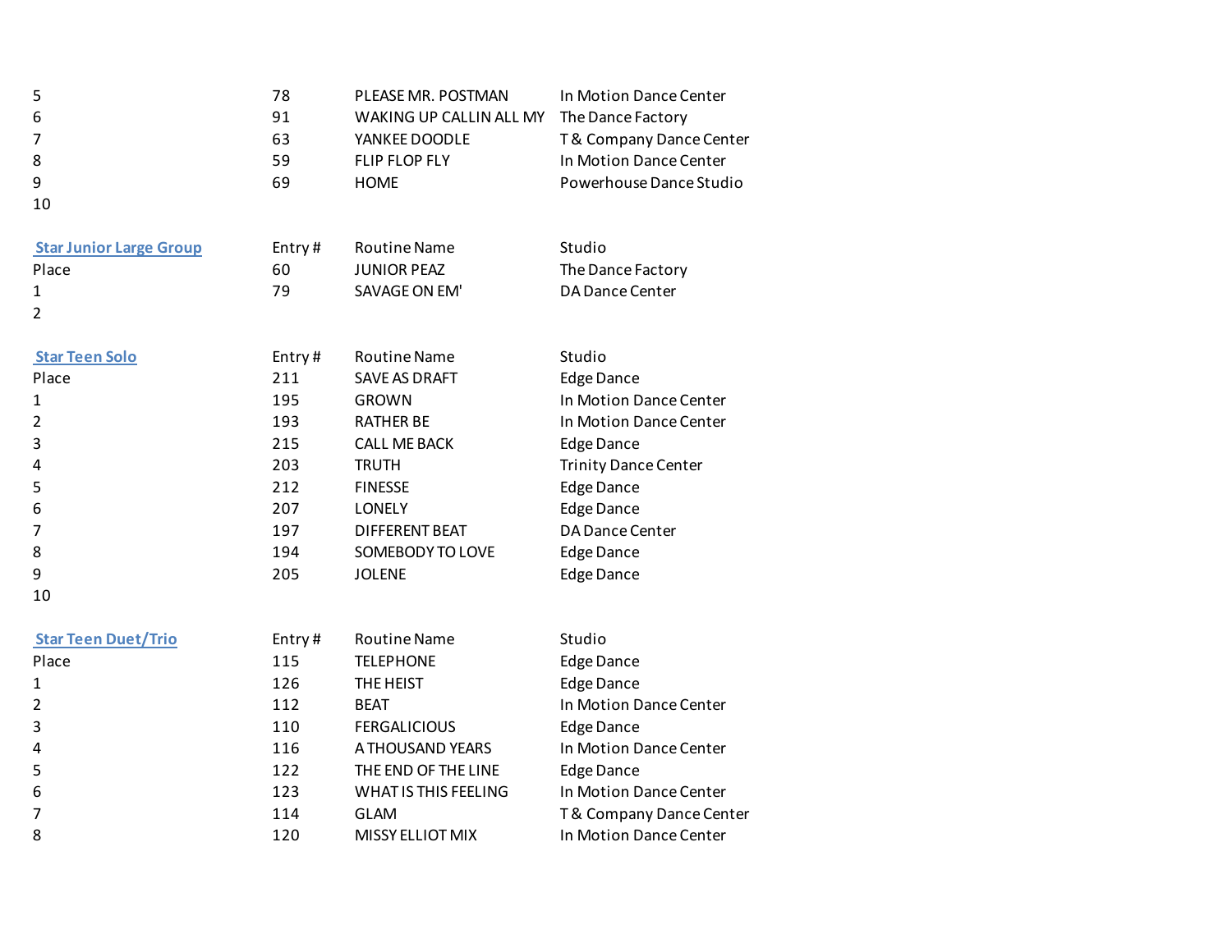| | | | |
|---|---|---|---|
| 5 | 78 | PLEASE MR. POSTMAN | In Motion Dance Center |
| 6 | 91 | WAKING UP CALLIN ALL MY | The Dance Factory |
| 7 | 63 | YANKEE DOODLE | T & Company Dance Center |
| 8 | 59 | FLIP FLOP FLY | In Motion Dance Center |
| 9 | 69 | HOME | Powerhouse Dance Studio |
| 10 | | | |

| **Star Junior Large Group** | Entry # | Routine Name | Studio |
|---|---|---|---|
| Place | 60 | JUNIOR PEAZ | The Dance Factory |
| 1 | 79 | SAVAGE ON EM' | DA Dance Center |
| 2 | | | |

| **Star Teen Solo** | Entry # | Routine Name | Studio |
|---|---|---|---|
| Place | 211 | SAVE AS DRAFT | Edge Dance |
| 1 | 195 | GROWN | In Motion Dance Center |
| 2 | 193 | RATHER BE | In Motion Dance Center |
| 3 | 215 | CALL ME BACK | Edge Dance |
| 4 | 203 | TRUTH | Trinity Dance Center |
| 5 | 212 | FINESSE | Edge Dance |
| 6 | 207 | LONELY | Edge Dance |
| 7 | 197 | DIFFERENT BEAT | DA Dance Center |
| 8 | 194 | SOMEBODY TO LOVE | Edge Dance |
| 9 | 205 | JOLENE | Edge Dance |
| 10 | | | |

| **Star Teen Duet/Trio** | Entry # | Routine Name | Studio |
|---|---|---|---|
| Place | 115 | TELEPHONE | Edge Dance |
| 1 | 126 | THE HEIST | Edge Dance |
| 2 | 112 | BEAT | In Motion Dance Center |
| 3 | 110 | FERGALICIOUS | Edge Dance |
| 4 | 116 | A THOUSAND YEARS | In Motion Dance Center |
| 5 | 122 | THE END OF THE LINE | Edge Dance |
| 6 | 123 | WHAT IS THIS FEELING | In Motion Dance Center |
| 7 | 114 | GLAM | T & Company Dance Center |
| 8 | 120 | MISSY ELLIOT MIX | In Motion Dance Center |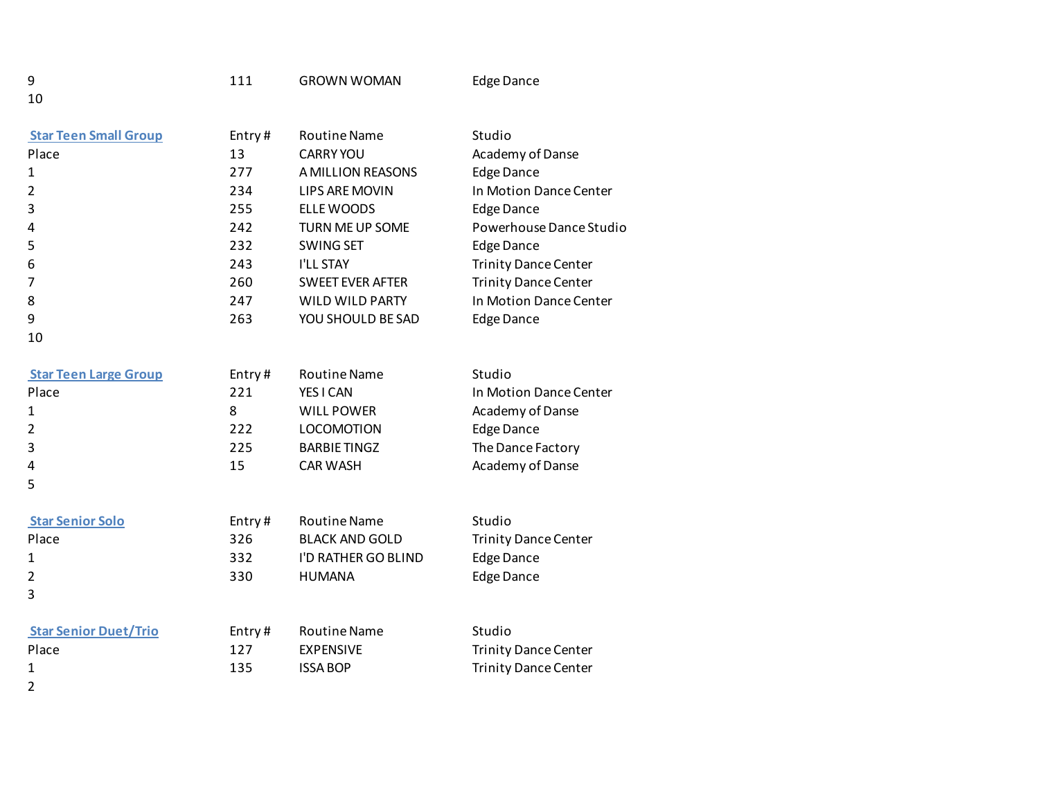| | | | |
|---|---|---|---|
| 9 | 111 | GROWN WOMAN | Edge Dance |
| 10 | | | |

| Star Teen Small Group | Entry # | Routine Name | Studio |
|---|---|---|---|
| Place | 13 | CARRY YOU | Academy of Danse |
| 1 | 277 | A MILLION REASONS | Edge Dance |
| 2 | 234 | LIPS ARE MOVIN | In Motion Dance Center |
| 3 | 255 | ELLE WOODS | Edge Dance |
| 4 | 242 | TURN ME UP SOME | Powerhouse Dance Studio |
| 5 | 232 | SWING SET | Edge Dance |
| 6 | 243 | I'LL STAY | Trinity Dance Center |
| 7 | 260 | SWEET EVER AFTER | Trinity Dance Center |
| 8 | 247 | WILD WILD PARTY | In Motion Dance Center |
| 9 | 263 | YOU SHOULD BE SAD | Edge Dance |
| 10 | | | |

| Star Teen Large Group | Entry # | Routine Name | Studio |
|---|---|---|---|
| Place | 221 | YES I CAN | In Motion Dance Center |
| 1 | 8 | WILL POWER | Academy of Danse |
| 2 | 222 | LOCOMOTION | Edge Dance |
| 3 | 225 | BARBIE TINGZ | The Dance Factory |
| 4 | 15 | CAR WASH | Academy of Danse |
| 5 | | | |

| Star Senior Solo | Entry # | Routine Name | Studio |
|---|---|---|---|
| Place | 326 | BLACK AND GOLD | Trinity Dance Center |
| 1 | 332 | I'D RATHER GO BLIND | Edge Dance |
| 2 | 330 | HUMANA | Edge Dance |
| 3 | | | |

| Star Senior Duet/Trio | Entry # | Routine Name | Studio |
|---|---|---|---|
| Place | 127 | EXPENSIVE | Trinity Dance Center |
| 1 | 135 | ISSA BOP | Trinity Dance Center |
| 2 | | | |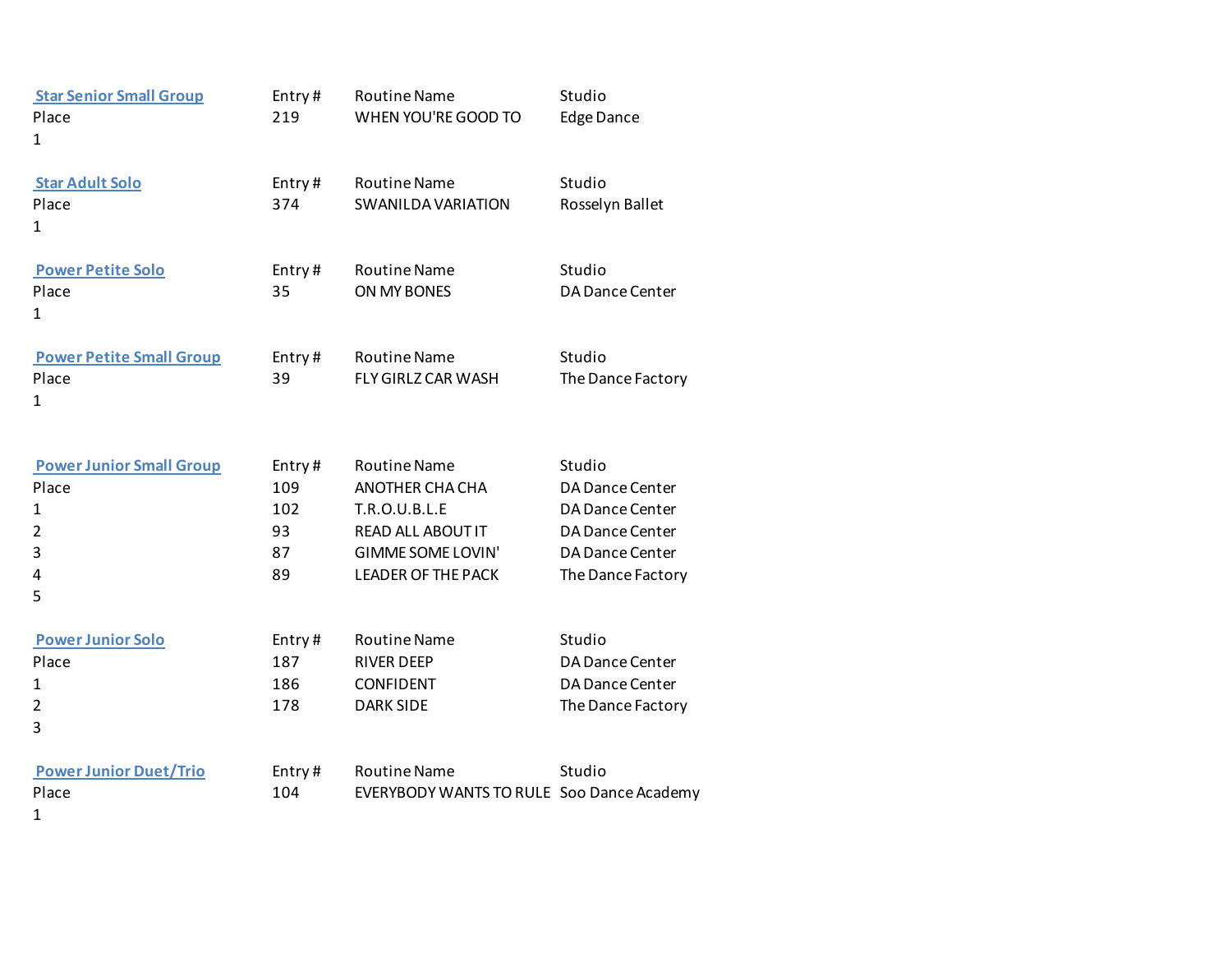### Star Senior Small Group

| Place | Entry # | Routine Name | Studio |
|---|---|---|---|
| 1 | 219 | WHEN YOU'RE GOOD TO | Edge Dance |

### Star Adult Solo

| Place | Entry # | Routine Name | Studio |
|---|---|---|---|
| 1 | 374 | SWANILDA VARIATION | Rosselyn Ballet |

### Power Petite Solo

| Place | Entry # | Routine Name | Studio |
|---|---|---|---|
| 1 | 35 | ON MY BONES | DA Dance Center |

### Power Petite Small Group

| Place | Entry # | Routine Name | Studio |
|---|---|---|---|
| 1 | 39 | FLY GIRLZ CAR WASH | The Dance Factory |

### Power Junior Small Group

| Place | Entry # | Routine Name | Studio |
|---|---|---|---|
| 1 | 109 | ANOTHER CHA CHA | DA Dance Center |
| 2 | 102 | T.R.O.U.B.L.E | DA Dance Center |
| 3 | 93 | READ ALL ABOUT IT | DA Dance Center |
| 4 | 87 | GIMME SOME LOVIN' | DA Dance Center |
| 5 | 89 | LEADER OF THE PACK | The Dance Factory |

### Power Junior Solo

| Place | Entry # | Routine Name | Studio |
|---|---|---|---|
| 1 | 187 | RIVER DEEP | DA Dance Center |
| 2 | 186 | CONFIDENT | DA Dance Center |
| 3 | 178 | DARK SIDE | The Dance Factory |

### Power Junior Duet/Trio

| Place | Entry # | Routine Name | Studio |
|---|---|---|---|
| 1 | 104 | EVERYBODY WANTS TO RULE | Soo Dance Academy |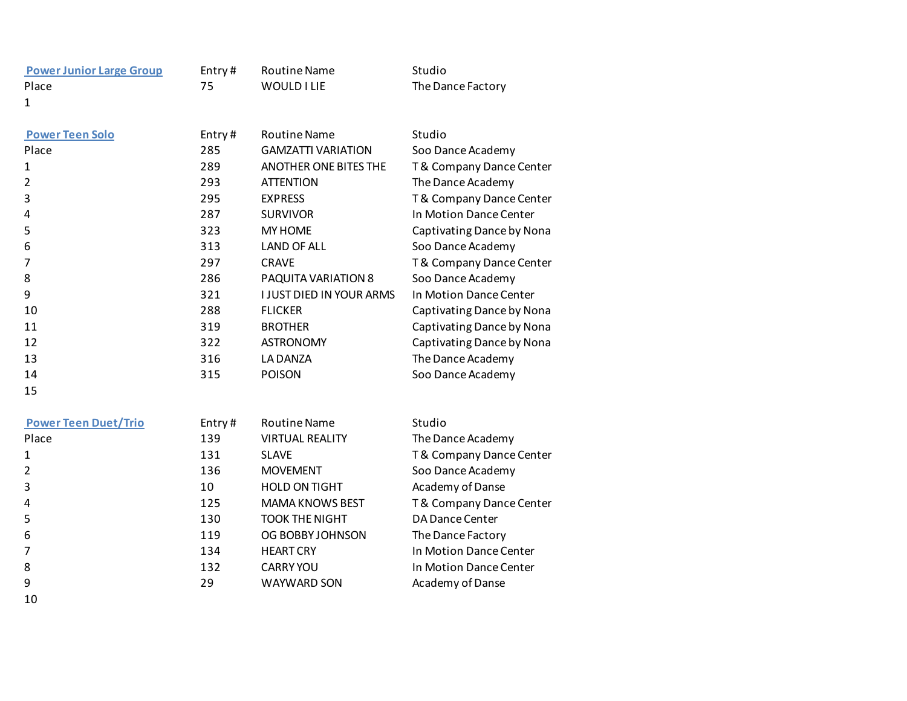### Power Junior Large Group

| Place | Entry # | Routine Name | Studio |
|---|---|---|---|
| 1 | 75 | WOULD I LIE | The Dance Factory |

### Power Teen Solo

| Place | Entry # | Routine Name | Studio |
|---|---|---|---|
| 1 | 285 | GAMZATTI VARIATION | Soo Dance Academy |
| 2 | 289 | ANOTHER ONE BITES THE | T & Company Dance Center |
| 3 | 293 | ATTENTION | The Dance Academy |
| 4 | 295 | EXPRESS | T & Company Dance Center |
| 5 | 287 | SURVIVOR | In Motion Dance Center |
| 6 | 323 | MY HOME | Captivating Dance by Nona |
| 7 | 313 | LAND OF ALL | Soo Dance Academy |
| 8 | 297 | CRAVE | T & Company Dance Center |
| 9 | 286 | PAQUITA VARIATION 8 | Soo Dance Academy |
| 10 | 321 | I JUST DIED IN YOUR ARMS | In Motion Dance Center |
| 11 | 288 | FLICKER | Captivating Dance by Nona |
| 12 | 319 | BROTHER | Captivating Dance by Nona |
| 13 | 322 | ASTRONOMY | Captivating Dance by Nona |
| 14 | 316 | LA DANZA | The Dance Academy |
| 15 | 315 | POISON | Soo Dance Academy |

### Power Teen Duet/Trio

| Place | Entry # | Routine Name | Studio |
|---|---|---|---|
| 1 | 139 | VIRTUAL REALITY | The Dance Academy |
| 2 | 131 | SLAVE | T & Company Dance Center |
| 3 | 136 | MOVEMENT | Soo Dance Academy |
| 4 | 10 | HOLD ON TIGHT | Academy of Danse |
| 5 | 125 | MAMA KNOWS BEST | T & Company Dance Center |
| 6 | 130 | TOOK THE NIGHT | DA Dance Center |
| 7 | 119 | OG BOBBY JOHNSON | The Dance Factory |
| 8 | 134 | HEART CRY | In Motion Dance Center |
| 9 | 132 | CARRY YOU | In Motion Dance Center |
| 10 | 29 | WAYWARD SON | Academy of Danse |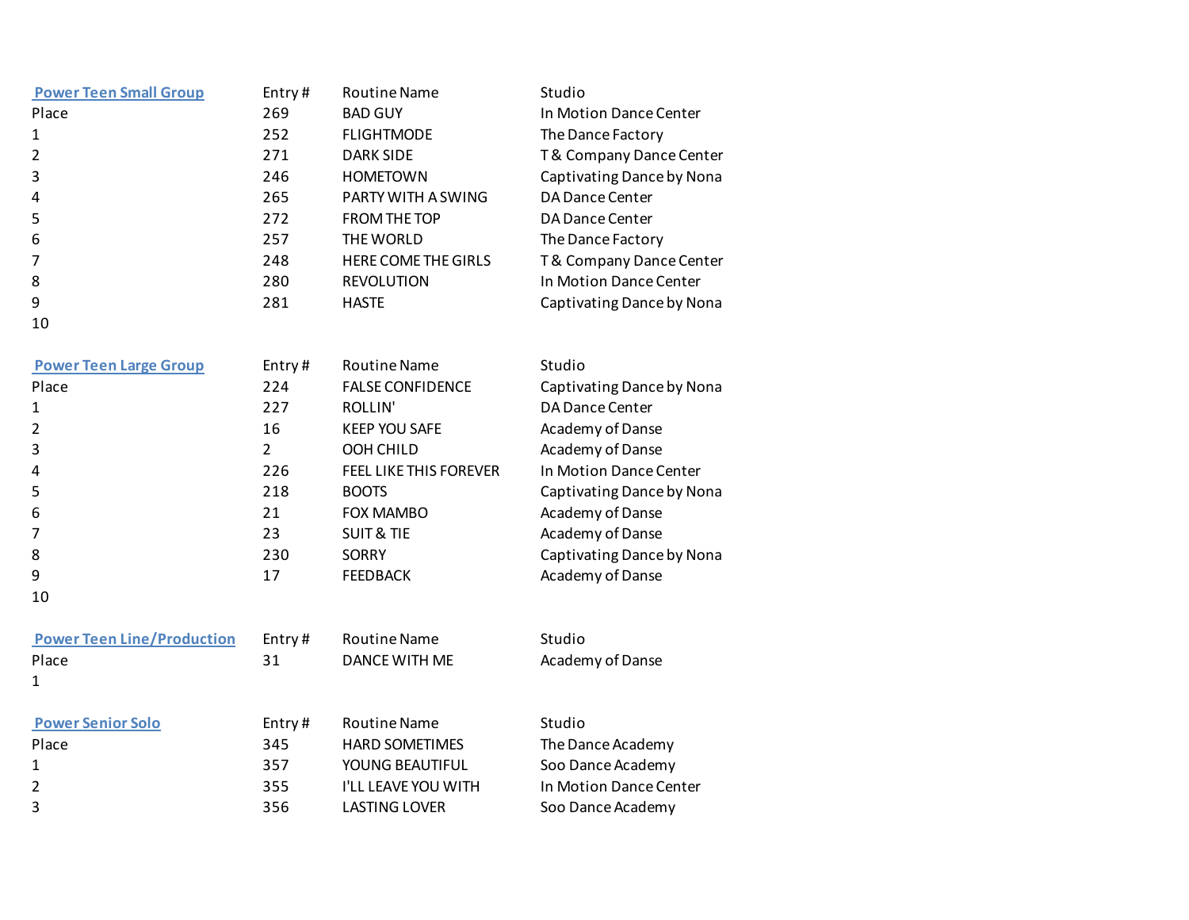| Power Teen Small Group | Entry # | Routine Name | Studio |
|---|---|---|---|
| Place | 269 | BAD GUY | In Motion Dance Center |
| 1 | 252 | FLIGHTMODE | The Dance Factory |
| 2 | 271 | DARK SIDE | T & Company Dance Center |
| 3 | 246 | HOMETOWN | Captivating Dance by Nona |
| 4 | 265 | PARTY WITH A SWING | DA Dance Center |
| 5 | 272 | FROM THE TOP | DA Dance Center |
| 6 | 257 | THE WORLD | The Dance Factory |
| 7 | 248 | HERE COME THE GIRLS | T & Company Dance Center |
| 8 | 280 | REVOLUTION | In Motion Dance Center |
| 9 | 281 | HASTE | Captivating Dance by Nona |
| 10 | | | |

| Power Teen Large Group | Entry # | Routine Name | Studio |
|---|---|---|---|
| Place | 224 | FALSE CONFIDENCE | Captivating Dance by Nona |
| 1 | 227 | ROLLIN' | DA Dance Center |
| 2 | 16 | KEEP YOU SAFE | Academy of Danse |
| 3 | 2 | OOH CHILD | Academy of Danse |
| 4 | 226 | FEEL LIKE THIS FOREVER | In Motion Dance Center |
| 5 | 218 | BOOTS | Captivating Dance by Nona |
| 6 | 21 | FOX MAMBO | Academy of Danse |
| 7 | 23 | SUIT & TIE | Academy of Danse |
| 8 | 230 | SORRY | Captivating Dance by Nona |
| 9 | 17 | FEEDBACK | Academy of Danse |
| 10 | | | |

| Power Teen Line/Production | Entry # | Routine Name | Studio |
|---|---|---|---|
| Place | 31 | DANCE WITH ME | Academy of Danse |
| 1 | | | |

| Power Senior Solo | Entry # | Routine Name | Studio |
|---|---|---|---|
| Place | 345 | HARD SOMETIMES | The Dance Academy |
| 1 | 357 | YOUNG BEAUTIFUL | Soo Dance Academy |
| 2 | 355 | I'LL LEAVE YOU WITH | In Motion Dance Center |
| 3 | 356 | LASTING LOVER | Soo Dance Academy |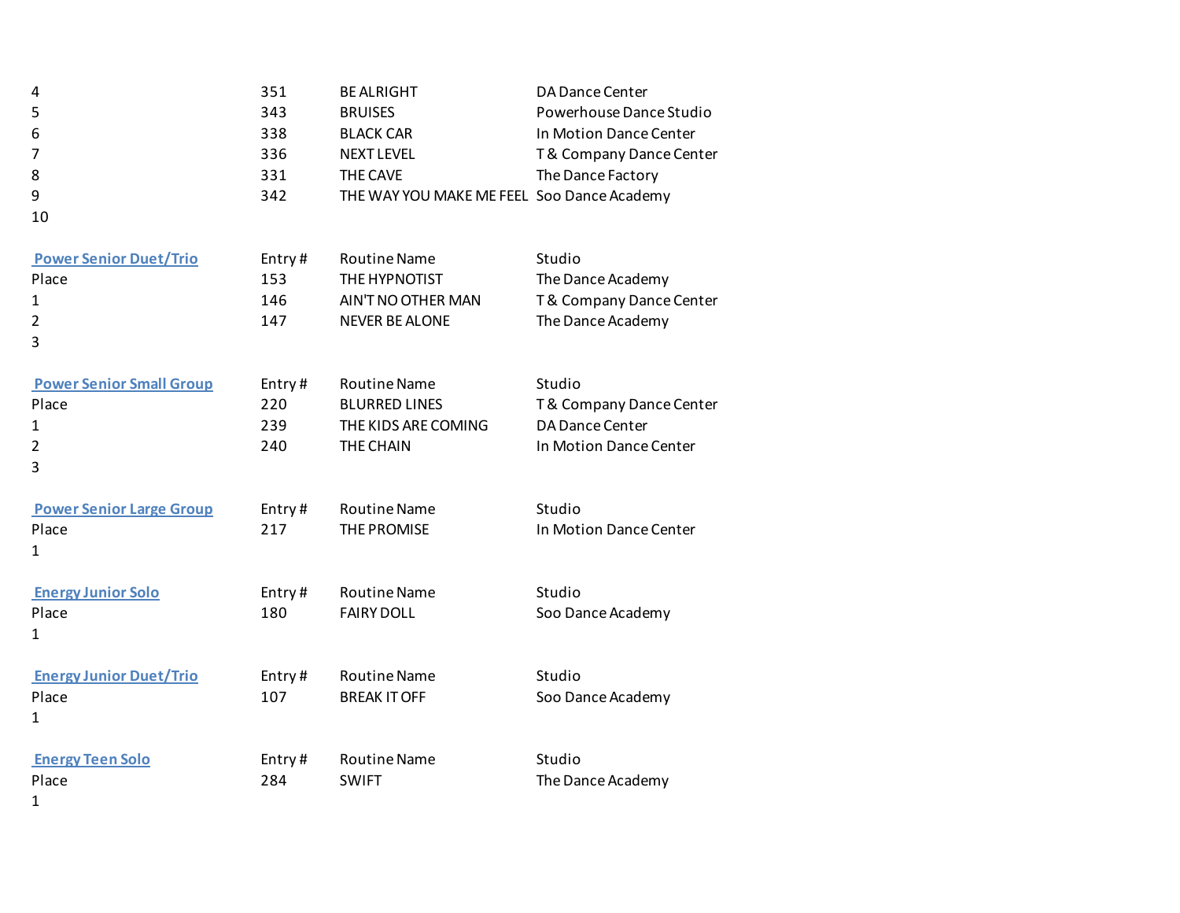| | | | |
|---|---|---|---|
| 4 | 351 | BE ALRIGHT | DA Dance Center |
| 5 | 343 | BRUISES | Powerhouse Dance Studio |
| 6 | 338 | BLACK CAR | In Motion Dance Center |
| 7 | 336 | NEXT LEVEL | T & Company Dance Center |
| 8 | 331 | THE CAVE | The Dance Factory |
| 9 | 342 | THE WAY YOU MAKE ME FEEL | Soo Dance Academy |
| 10 | | | |

| **Power Senior Duet/Trio** | Entry # | Routine Name | Studio |
|---|---|---|---|
| Place | 153 | THE HYPNOTIST | The Dance Academy |
| 1 | 146 | AIN'T NO OTHER MAN | T & Company Dance Center |
| 2 | 147 | NEVER BE ALONE | The Dance Academy |
| 3 | | | |

| **Power Senior Small Group** | Entry # | Routine Name | Studio |
|---|---|---|---|
| Place | 220 | BLURRED LINES | T & Company Dance Center |
| 1 | 239 | THE KIDS ARE COMING | DA Dance Center |
| 2 | 240 | THE CHAIN | In Motion Dance Center |
| 3 | | | |

| **Power Senior Large Group** | Entry # | Routine Name | Studio |
|---|---|---|---|
| Place | 217 | THE PROMISE | In Motion Dance Center |
| 1 | | | |

| **Energy Junior Solo** | Entry # | Routine Name | Studio |
|---|---|---|---|
| Place | 180 | FAIRY DOLL | Soo Dance Academy |
| 1 | | | |

| **Energy Junior Duet/Trio** | Entry # | Routine Name | Studio |
|---|---|---|---|
| Place | 107 | BREAK IT OFF | Soo Dance Academy |
| 1 | | | |

| **Energy Teen Solo** | Entry # | Routine Name | Studio |
|---|---|---|---|
| Place | 284 | SWIFT | The Dance Academy |
| 1 | | | |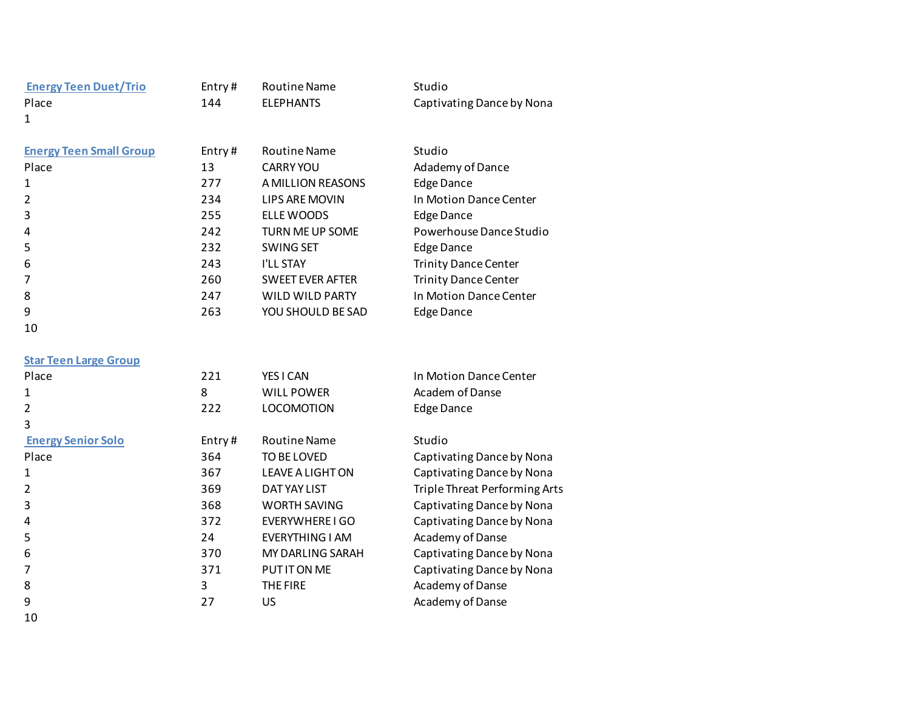| Energy Teen Duet/Trio | Entry # | Routine Name | Studio |
|---|---|---|---|
| Place | 144 | ELEPHANTS | Captivating Dance by Nona |
| 1 | | | |

| Energy Teen Small Group | Entry # | Routine Name | Studio |
|---|---|---|---|
| Place | 13 | CARRY YOU | Adademy of Dance |
| 1 | 277 | A MILLION REASONS | Edge Dance |
| 2 | 234 | LIPS ARE MOVIN | In Motion Dance Center |
| 3 | 255 | ELLE WOODS | Edge Dance |
| 4 | 242 | TURN ME UP SOME | Powerhouse Dance Studio |
| 5 | 232 | SWING SET | Edge Dance |
| 6 | 243 | I'LL STAY | Trinity Dance Center |
| 7 | 260 | SWEET EVER AFTER | Trinity Dance Center |
| 8 | 247 | WILD WILD PARTY | In Motion Dance Center |
| 9 | 263 | YOU SHOULD BE SAD | Edge Dance |
| 10 | | | |

| Star Teen Large Group | | | |
|---|---|---|---|
| Place | 221 | YES I CAN | In Motion Dance Center |
| 1 | 8 | WILL POWER | Academ of Danse |
| 2 | 222 | LOCOMOTION | Edge Dance |
| 3 | | | |

| Energy Senior Solo | Entry # | Routine Name | Studio |
|---|---|---|---|
| Place | 364 | TO BE LOVED | Captivating Dance by Nona |
| 1 | 367 | LEAVE A LIGHT ON | Captivating Dance by Nona |
| 2 | 369 | DAT YAY LIST | Triple Threat Performing Arts |
| 3 | 368 | WORTH SAVING | Captivating Dance by Nona |
| 4 | 372 | EVERYWHERE I GO | Captivating Dance by Nona |
| 5 | 24 | EVERYTHING I AM | Academy of Danse |
| 6 | 370 | MY DARLING SARAH | Captivating Dance by Nona |
| 7 | 371 | PUT IT ON ME | Captivating Dance by Nona |
| 8 | 3 | THE FIRE | Academy of Danse |
| 9 | 27 | US | Academy of Danse |
| 10 | | | |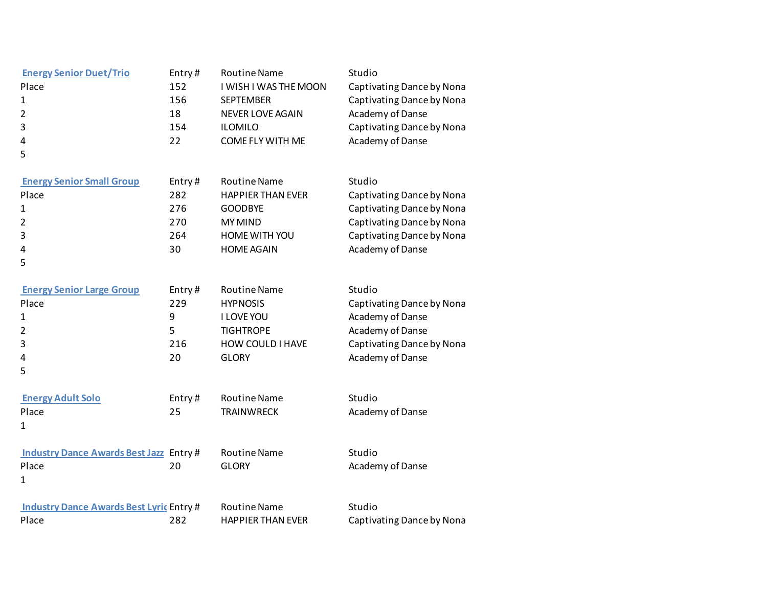| Energy Senior Duet/Trio | Entry # | Routine Name | Studio |
|---|---|---|---|
| Place | 152 | I WISH I WAS THE MOON | Captivating Dance by Nona |
| 1 | 156 | SEPTEMBER | Captivating Dance by Nona |
| 2 | 18 | NEVER LOVE AGAIN | Academy of Danse |
| 3 | 154 | ILOMILO | Captivating Dance by Nona |
| 4 | 22 | COME FLY WITH ME | Academy of Danse |
| 5 | | | |

| Energy Senior Small Group | Entry # | Routine Name | Studio |
|---|---|---|---|
| Place | 282 | HAPPIER THAN EVER | Captivating Dance by Nona |
| 1 | 276 | GOODBYE | Captivating Dance by Nona |
| 2 | 270 | MY MIND | Captivating Dance by Nona |
| 3 | 264 | HOME WITH YOU | Captivating Dance by Nona |
| 4 | 30 | HOME AGAIN | Academy of Danse |
| 5 | | | |

| Energy Senior Large Group | Entry # | Routine Name | Studio |
|---|---|---|---|
| Place | 229 | HYPNOSIS | Captivating Dance by Nona |
| 1 | 9 | I LOVE YOU | Academy of Danse |
| 2 | 5 | TIGHTROPE | Academy of Danse |
| 3 | 216 | HOW COULD I HAVE | Captivating Dance by Nona |
| 4 | 20 | GLORY | Academy of Danse |
| 5 | | | |

| Energy Adult Solo | Entry # | Routine Name | Studio |
|---|---|---|---|
| Place | 25 | TRAINWRECK | Academy of Danse |
| 1 | | | |

| Industry Dance Awards Best Jazz | Entry # | Routine Name | Studio |
|---|---|---|---|
| Place | 20 | GLORY | Academy of Danse |
| 1 | | | |

| Industry Dance Awards Best Lyric | Entry # | Routine Name | Studio |
|---|---|---|---|
| Place | 282 | HAPPIER THAN EVER | Captivating Dance by Nona |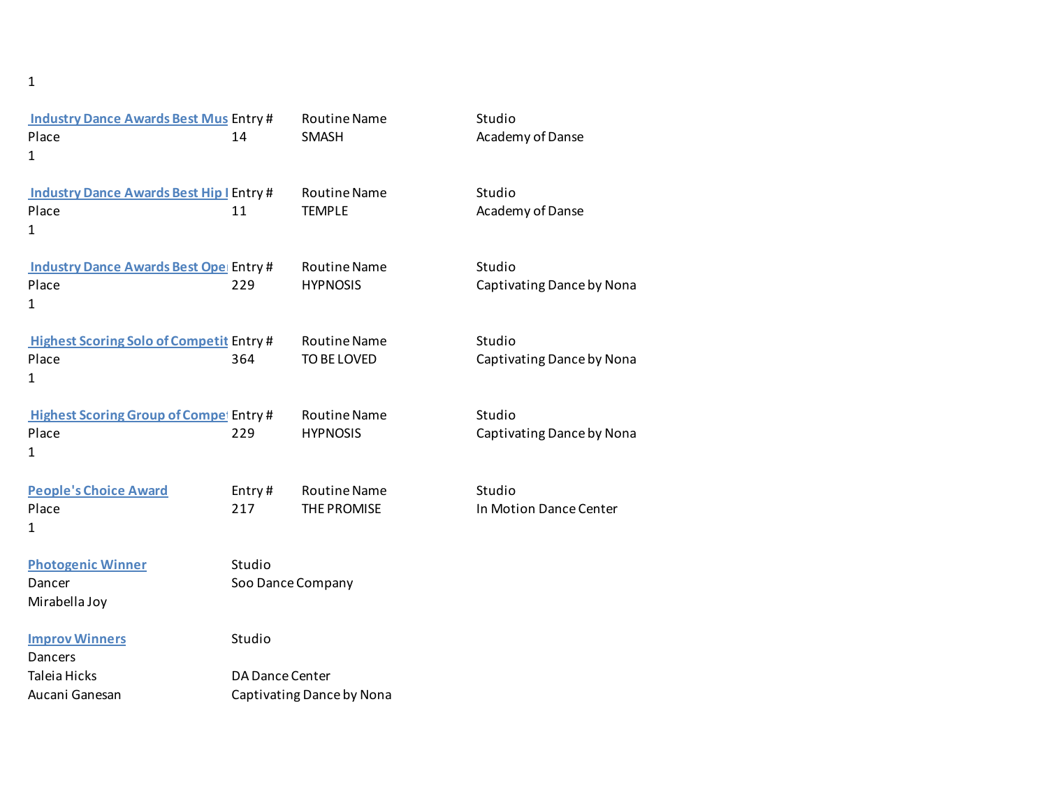1

| Industry Dance Awards Best Mus | Entry # | Routine Name | Studio |
|---|---|---|---|
| Place | 14 | SMASH | Academy of Danse |
| 1 | | | |

| Industry Dance Awards Best Hip I | Entry # | Routine Name | Studio |
|---|---|---|---|
| Place | 11 | TEMPLE | Academy of Danse |
| 1 | | | |

| Industry Dance Awards Best Ope | Entry # | Routine Name | Studio |
|---|---|---|---|
| Place | 229 | HYPNOSIS | Captivating Dance by Nona |
| 1 | | | |

| Highest Scoring Solo of Competit | Entry # | Routine Name | Studio |
|---|---|---|---|
| Place | 364 | TO BE LOVED | Captivating Dance by Nona |
| 1 | | | |

| Highest Scoring Group of Compet | Entry # | Routine Name | Studio |
|---|---|---|---|
| Place | 229 | HYPNOSIS | Captivating Dance by Nona |
| 1 | | | |

| People's Choice Award | Entry # | Routine Name | Studio |
|---|---|---|---|
| Place | 217 | THE PROMISE | In Motion Dance Center |
| 1 | | | |

| Photogenic Winner | Studio |
|---|---|
| Dancer | Soo Dance Company |
| Mirabella Joy | |

| Improv Winners | Studio |
|---|---|
| Dancers | |
| Taleia Hicks | DA Dance Center |
| Aucani Ganesan | Captivating Dance by Nona |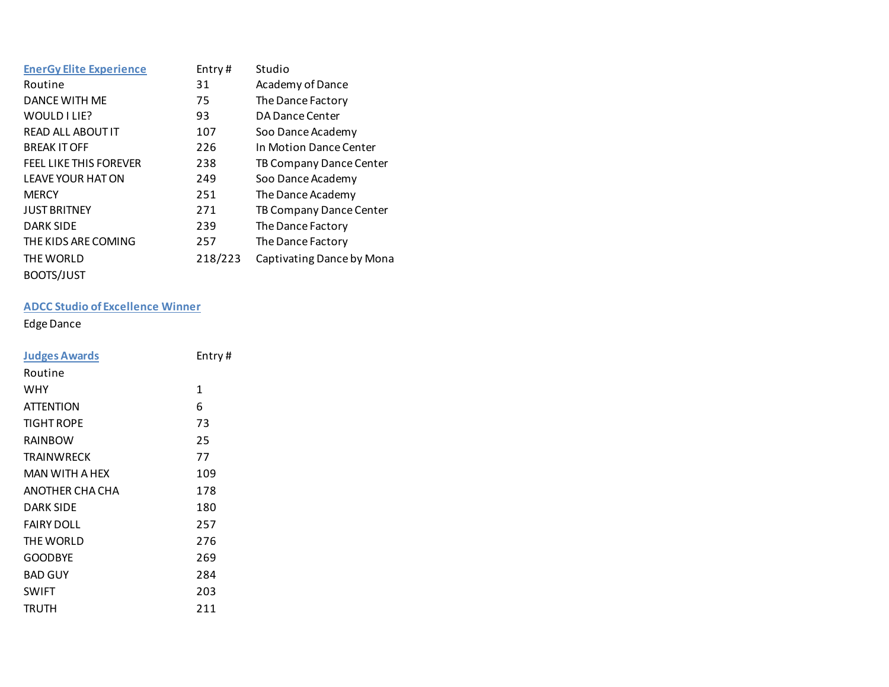## EnerGy Elite Experience

| Routine | Entry # | Studio |
|---|---|---|
| | 31 | Academy of Dance |
| DANCE WITH ME | 75 | The Dance Factory |
| WOULD I LIE? | 93 | DA Dance Center |
| READ ALL ABOUT IT | 107 | Soo Dance Academy |
| BREAK IT OFF | 226 | In Motion Dance Center |
| FEEL LIKE THIS FOREVER | 238 | TB Company Dance Center |
| LEAVE YOUR HAT ON | 249 | Soo Dance Academy |
| MERCY | 251 | The Dance Academy |
| JUST BRITNEY | 271 | TB Company Dance Center |
| DARK SIDE | 239 | The Dance Factory |
| THE KIDS ARE COMING | 257 | The Dance Factory |
| THE WORLD | 218/223 | Captivating Dance by Mona |
| BOOTS/JUST | | |

## ADCC Studio of Excellence Winner

Edge Dance

## Judges Awards

| Routine | Entry # |
|---|---|
| WHY | 1 |
| ATTENTION | 6 |
| TIGHT ROPE | 73 |
| RAINBOW | 25 |
| TRAINWRECK | 77 |
| MAN WITH A HEX | 109 |
| ANOTHER CHA CHA | 178 |
| DARK SIDE | 180 |
| FAIRY DOLL | 257 |
| THE WORLD | 276 |
| GOODBYE | 269 |
| BAD GUY | 284 |
| SWIFT | 203 |
| TRUTH | 211 |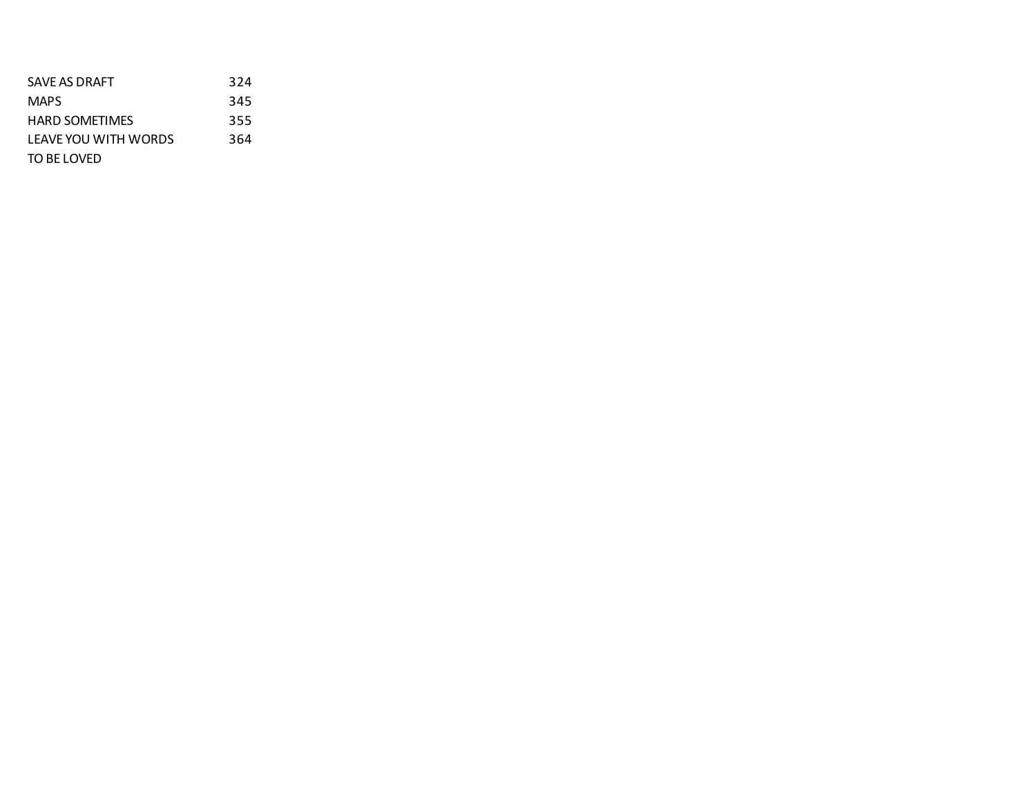| | |
|---|---|
| SAVE AS DRAFT | 324 |
| MAPS | 345 |
| HARD SOMETIMES | 355 |
| LEAVE YOU WITH WORDS | 364 |
| TO BE LOVED | |